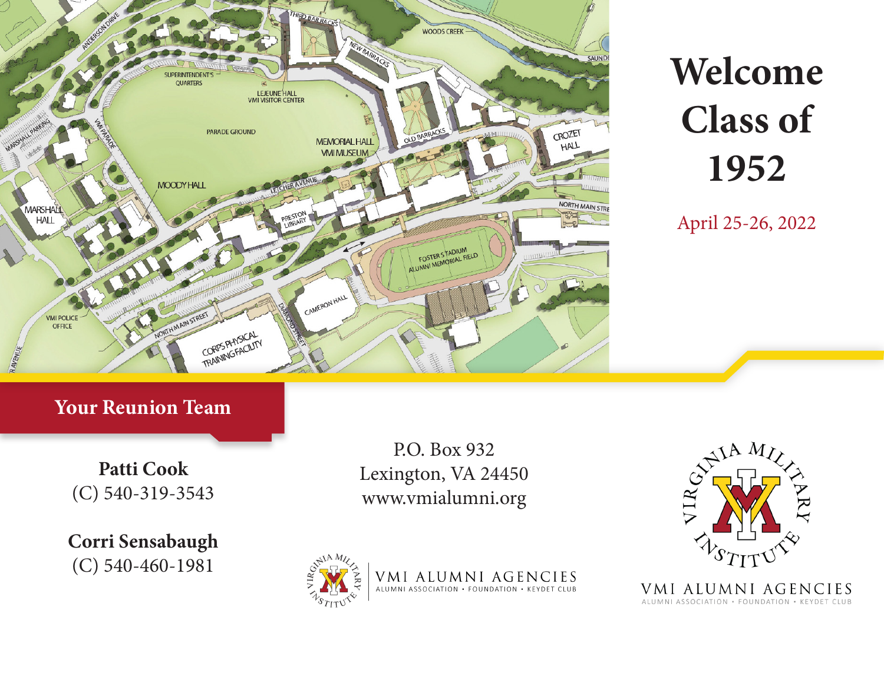# Welcome Class of 1952

April 25-26, 2022

## Your Reunion Team

**Patti Cook**
(C) 540-319-3543

**Corri Sensabaugh**
(C) 540-460-1981

P.O. Box 932
Lexington, VA 24450
www.vmialumni.org

VMI ALUMNI AGENCIES
ALUMNI ASSOCIATION • FOUNDATION • KEYDET CLUB

VMI ALUMNI AGENCIES
ALUMNI ASSOCIATION • FOUNDATION • KEYDET CLUB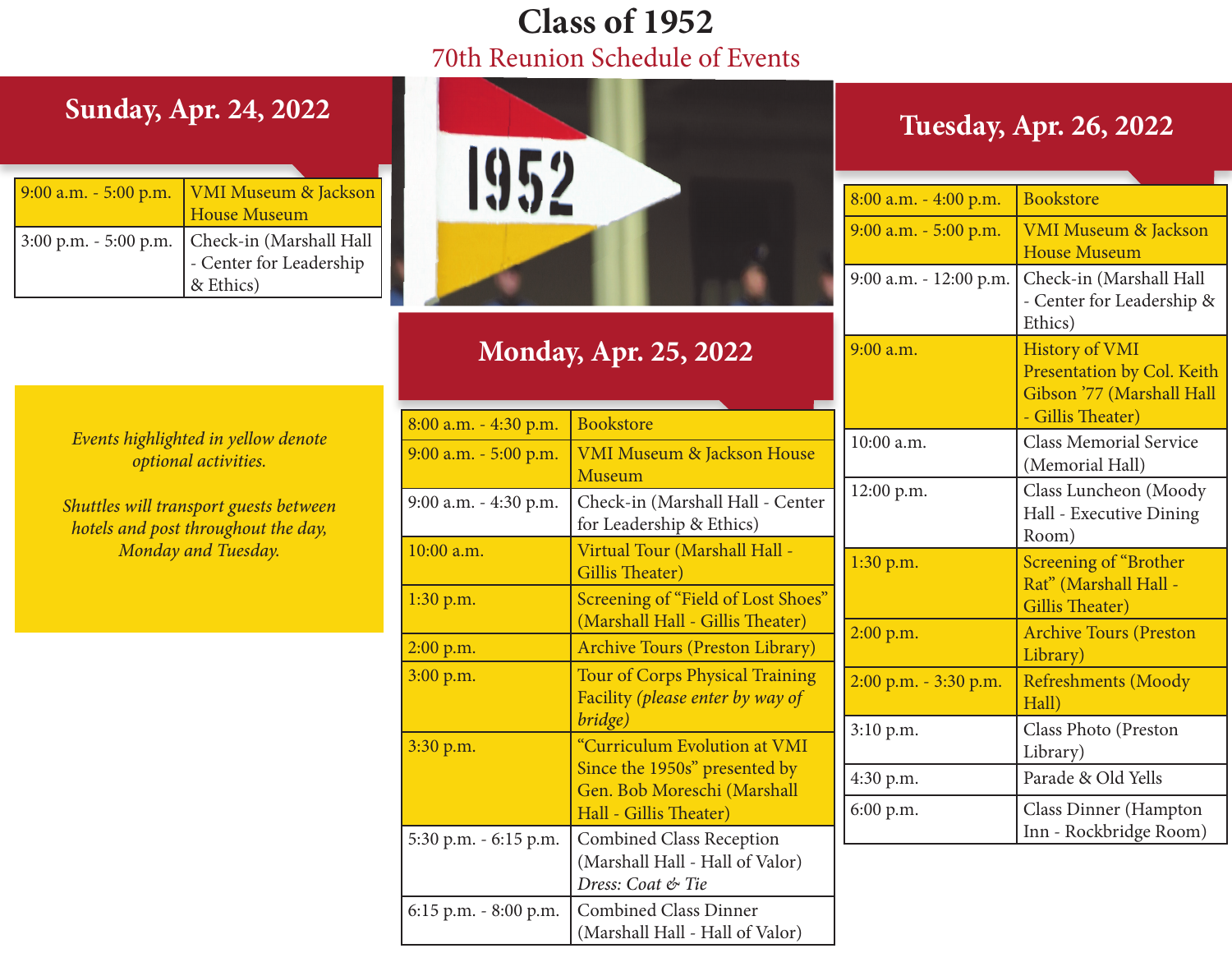# Class of 1952

## 70th Reunion Schedule of Events

## Sunday, Apr. 24, 2022

| | |
|---|---|
| 9:00 a.m. - 5:00 p.m. | VMI Museum & Jackson House Museum |
| 3:00 p.m. - 5:00 p.m. | Check-in (Marshall Hall - Center for Leadership & Ethics) |

*Events highlighted in yellow denote optional activities.*

*Shuttles will transport guests between hotels and post throughout the day, Monday and Tuesday.*

## Monday, Apr. 25, 2022

| | |
|---|---|
| 8:00 a.m. - 4:30 p.m. | Bookstore |
| 9:00 a.m. - 5:00 p.m. | VMI Museum & Jackson House Museum |
| 9:00 a.m. - 4:30 p.m. | Check-in (Marshall Hall - Center for Leadership & Ethics) |
| 10:00 a.m. | Virtual Tour (Marshall Hall - Gillis Theater) |
| 1:30 p.m. | Screening of "Field of Lost Shoes" (Marshall Hall - Gillis Theater) |
| 2:00 p.m. | Archive Tours (Preston Library) |
| 3:00 p.m. | Tour of Corps Physical Training Facility *(please enter by way of bridge)* |
| 3:30 p.m. | "Curriculum Evolution at VMI Since the 1950s" presented by Gen. Bob Moreschi (Marshall Hall - Gillis Theater) |
| 5:30 p.m. - 6:15 p.m. | Combined Class Reception (Marshall Hall - Hall of Valor) *Dress: Coat & Tie* |
| 6:15 p.m. - 8:00 p.m. | Combined Class Dinner (Marshall Hall - Hall of Valor) |

## Tuesday, Apr. 26, 2022

| | |
|---|---|
| 8:00 a.m. - 4:00 p.m. | Bookstore |
| 9:00 a.m. - 5:00 p.m. | VMI Museum & Jackson House Museum |
| 9:00 a.m. - 12:00 p.m. | Check-in (Marshall Hall - Center for Leadership & Ethics) |
| 9:00 a.m. | History of VMI Presentation by Col. Keith Gibson '77 (Marshall Hall - Gillis Theater) |
| 10:00 a.m. | Class Memorial Service (Memorial Hall) |
| 12:00 p.m. | Class Luncheon (Moody Hall - Executive Dining Room) |
| 1:30 p.m. | Screening of "Brother Rat" (Marshall Hall - Gillis Theater) |
| 2:00 p.m. | Archive Tours (Preston Library) |
| 2:00 p.m. - 3:30 p.m. | Refreshments (Moody Hall) |
| 3:10 p.m. | Class Photo (Preston Library) |
| 4:30 p.m. | Parade & Old Yells |
| 6:00 p.m. | Class Dinner (Hampton Inn - Rockbridge Room) |